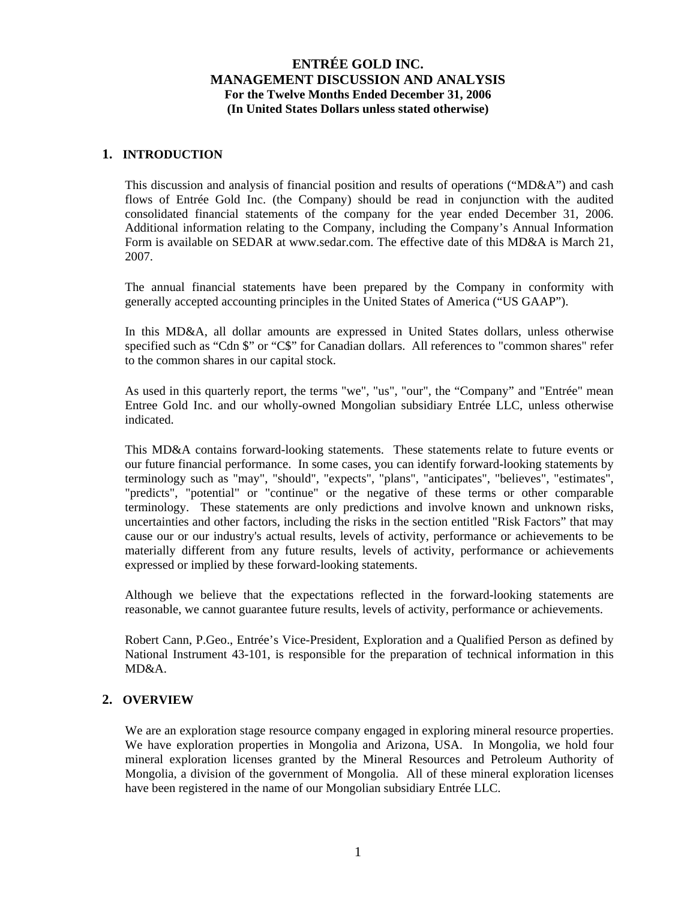# ENTRÉE GOLD INC.
# MANAGEMENT DISCUSSION AND ANALYSIS
**For the Twelve Months Ended December 31, 2006**
**(In United States Dollars unless stated otherwise)**

## 1. INTRODUCTION

This discussion and analysis of financial position and results of operations ("MD&A") and cash flows of Entrée Gold Inc. (the Company) should be read in conjunction with the audited consolidated financial statements of the company for the year ended December 31, 2006. Additional information relating to the Company, including the Company's Annual Information Form is available on SEDAR at www.sedar.com. The effective date of this MD&A is March 21, 2007.

The annual financial statements have been prepared by the Company in conformity with generally accepted accounting principles in the United States of America ("US GAAP").

In this MD&A, all dollar amounts are expressed in United States dollars, unless otherwise specified such as "Cdn $" or "C$" for Canadian dollars. All references to "common shares" refer to the common shares in our capital stock.

As used in this quarterly report, the terms "we", "us", "our", the "Company" and "Entrée" mean Entree Gold Inc. and our wholly-owned Mongolian subsidiary Entrée LLC, unless otherwise indicated.

This MD&A contains forward-looking statements. These statements relate to future events or our future financial performance. In some cases, you can identify forward-looking statements by terminology such as "may", "should", "expects", "plans", "anticipates", "believes", "estimates", "predicts", "potential" or "continue" or the negative of these terms or other comparable terminology. These statements are only predictions and involve known and unknown risks, uncertainties and other factors, including the risks in the section entitled "Risk Factors" that may cause our or our industry's actual results, levels of activity, performance or achievements to be materially different from any future results, levels of activity, performance or achievements expressed or implied by these forward-looking statements.

Although we believe that the expectations reflected in the forward-looking statements are reasonable, we cannot guarantee future results, levels of activity, performance or achievements.

Robert Cann, P.Geo., Entrée's Vice-President, Exploration and a Qualified Person as defined by National Instrument 43-101, is responsible for the preparation of technical information in this MD&A.

## 2. OVERVIEW

We are an exploration stage resource company engaged in exploring mineral resource properties. We have exploration properties in Mongolia and Arizona, USA. In Mongolia, we hold four mineral exploration licenses granted by the Mineral Resources and Petroleum Authority of Mongolia, a division of the government of Mongolia. All of these mineral exploration licenses have been registered in the name of our Mongolian subsidiary Entrée LLC.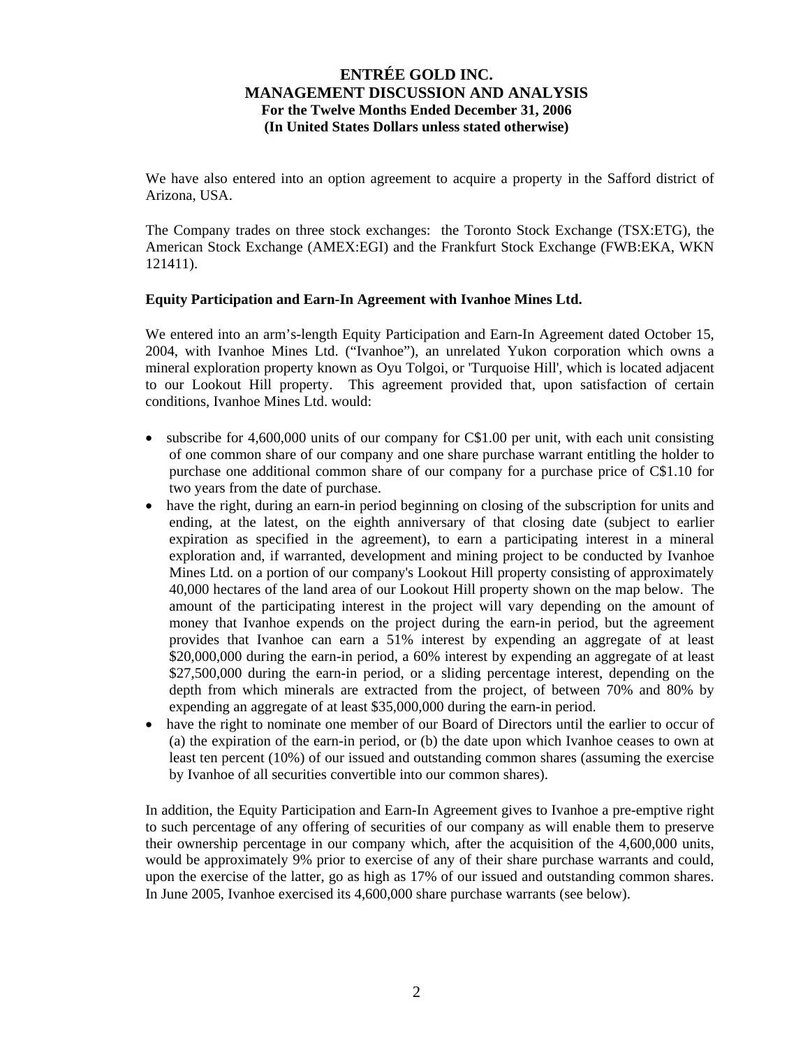We have also entered into an option agreement to acquire a property in the Safford district of Arizona, USA.

The Company trades on three stock exchanges: the Toronto Stock Exchange (TSX:ETG), the American Stock Exchange (AMEX:EGI) and the Frankfurt Stock Exchange (FWB:EKA, WKN 121411).

**Equity Participation and Earn-In Agreement with Ivanhoe Mines Ltd.**

We entered into an arm's-length Equity Participation and Earn-In Agreement dated October 15, 2004, with Ivanhoe Mines Ltd. ("Ivanhoe"), an unrelated Yukon corporation which owns a mineral exploration property known as Oyu Tolgoi, or 'Turquoise Hill', which is located adjacent to our Lookout Hill property. This agreement provided that, upon satisfaction of certain conditions, Ivanhoe Mines Ltd. would:

- subscribe for 4,600,000 units of our company for C$1.00 per unit, with each unit consisting of one common share of our company and one share purchase warrant entitling the holder to purchase one additional common share of our company for a purchase price of C$1.10 for two years from the date of purchase.
- have the right, during an earn-in period beginning on closing of the subscription for units and ending, at the latest, on the eighth anniversary of that closing date (subject to earlier expiration as specified in the agreement), to earn a participating interest in a mineral exploration and, if warranted, development and mining project to be conducted by Ivanhoe Mines Ltd. on a portion of our company's Lookout Hill property consisting of approximately 40,000 hectares of the land area of our Lookout Hill property shown on the map below. The amount of the participating interest in the project will vary depending on the amount of money that Ivanhoe expends on the project during the earn-in period, but the agreement provides that Ivanhoe can earn a 51% interest by expending an aggregate of at least $20,000,000 during the earn-in period, a 60% interest by expending an aggregate of at least $27,500,000 during the earn-in period, or a sliding percentage interest, depending on the depth from which minerals are extracted from the project, of between 70% and 80% by expending an aggregate of at least $35,000,000 during the earn-in period.
- have the right to nominate one member of our Board of Directors until the earlier to occur of (a) the expiration of the earn-in period, or (b) the date upon which Ivanhoe ceases to own at least ten percent (10%) of our issued and outstanding common shares (assuming the exercise by Ivanhoe of all securities convertible into our common shares).

In addition, the Equity Participation and Earn-In Agreement gives to Ivanhoe a pre-emptive right to such percentage of any offering of securities of our company as will enable them to preserve their ownership percentage in our company which, after the acquisition of the 4,600,000 units, would be approximately 9% prior to exercise of any of their share purchase warrants and could, upon the exercise of the latter, go as high as 17% of our issued and outstanding common shares. In June 2005, Ivanhoe exercised its 4,600,000 share purchase warrants (see below).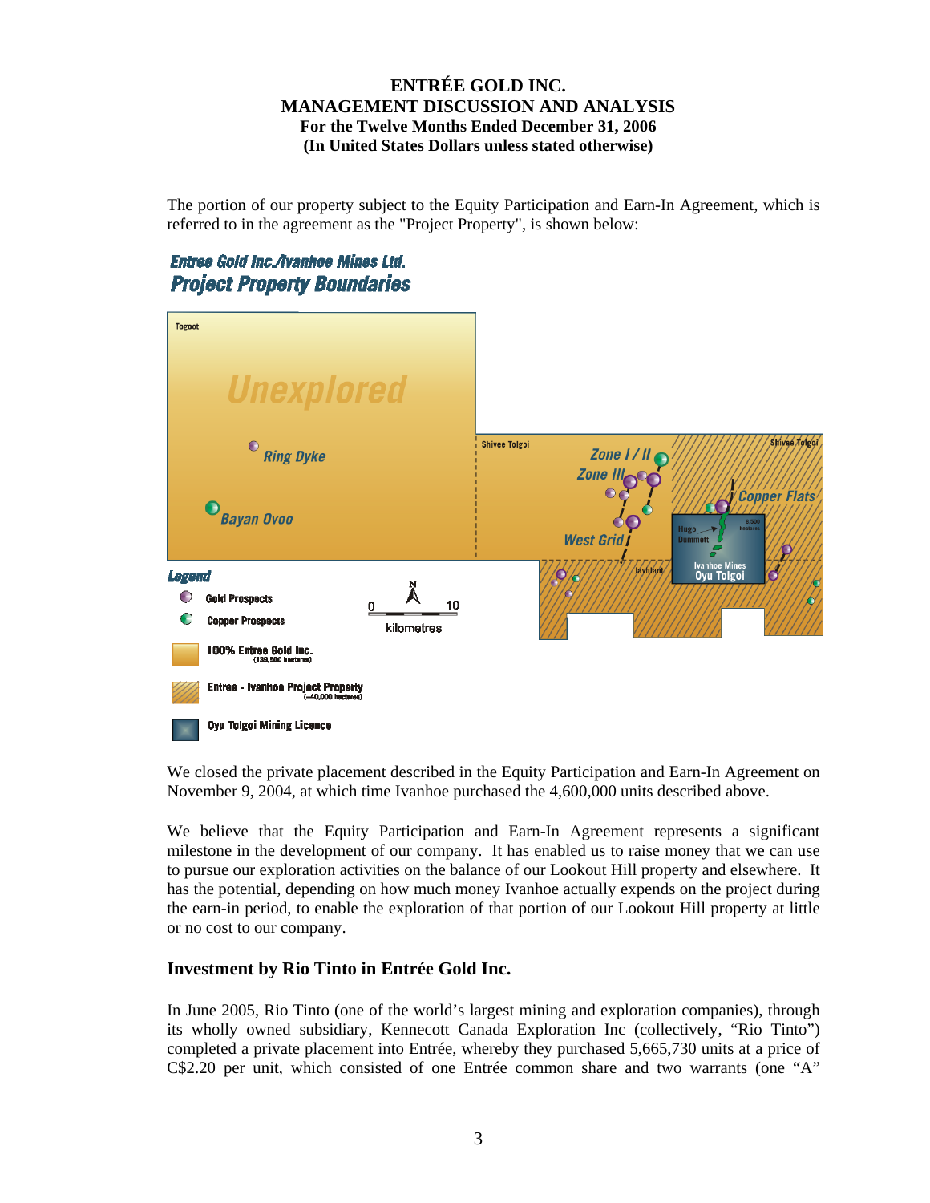The portion of our property subject to the Equity Participation and Earn-In Agreement, which is referred to in the agreement as the "Project Property", is shown below:

We closed the private placement described in the Equity Participation and Earn-In Agreement on November 9, 2004, at which time Ivanhoe purchased the 4,600,000 units described above.

We believe that the Equity Participation and Earn-In Agreement represents a significant milestone in the development of our company. It has enabled us to raise money that we can use to pursue our exploration activities on the balance of our Lookout Hill property and elsewhere. It has the potential, depending on how much money Ivanhoe actually expends on the project during the earn-in period, to enable the exploration of that portion of our Lookout Hill property at little or no cost to our company.

## Investment by Rio Tinto in Entrée Gold Inc.

In June 2005, Rio Tinto (one of the world's largest mining and exploration companies), through its wholly owned subsidiary, Kennecott Canada Exploration Inc (collectively, "Rio Tinto") completed a private placement into Entrée, whereby they purchased 5,665,730 units at a price of C$2.20 per unit, which consisted of one Entrée common share and two warrants (one "A"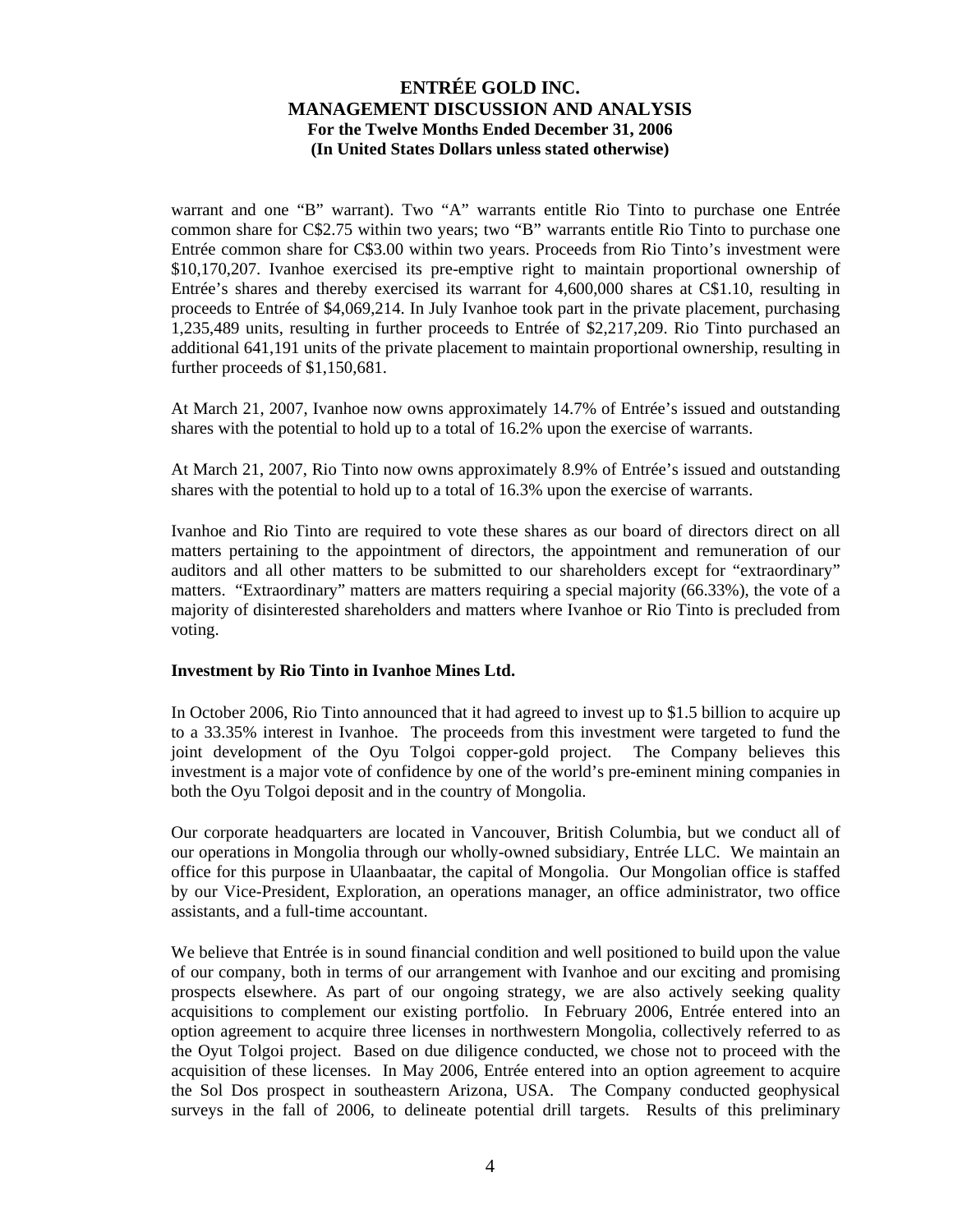warrant and one "B" warrant). Two "A" warrants entitle Rio Tinto to purchase one Entrée common share for C$2.75 within two years; two "B" warrants entitle Rio Tinto to purchase one Entrée common share for C$3.00 within two years. Proceeds from Rio Tinto's investment were $10,170,207. Ivanhoe exercised its pre-emptive right to maintain proportional ownership of Entrée's shares and thereby exercised its warrant for 4,600,000 shares at C$1.10, resulting in proceeds to Entrée of $4,069,214. In July Ivanhoe took part in the private placement, purchasing 1,235,489 units, resulting in further proceeds to Entrée of $2,217,209. Rio Tinto purchased an additional 641,191 units of the private placement to maintain proportional ownership, resulting in further proceeds of $1,150,681.

At March 21, 2007, Ivanhoe now owns approximately 14.7% of Entrée's issued and outstanding shares with the potential to hold up to a total of 16.2% upon the exercise of warrants.

At March 21, 2007, Rio Tinto now owns approximately 8.9% of Entrée's issued and outstanding shares with the potential to hold up to a total of 16.3% upon the exercise of warrants.

Ivanhoe and Rio Tinto are required to vote these shares as our board of directors direct on all matters pertaining to the appointment of directors, the appointment and remuneration of our auditors and all other matters to be submitted to our shareholders except for "extraordinary" matters. "Extraordinary" matters are matters requiring a special majority (66.33%), the vote of a majority of disinterested shareholders and matters where Ivanhoe or Rio Tinto is precluded from voting.

**Investment by Rio Tinto in Ivanhoe Mines Ltd.**

In October 2006, Rio Tinto announced that it had agreed to invest up to $1.5 billion to acquire up to a 33.35% interest in Ivanhoe. The proceeds from this investment were targeted to fund the joint development of the Oyu Tolgoi copper-gold project. The Company believes this investment is a major vote of confidence by one of the world's pre-eminent mining companies in both the Oyu Tolgoi deposit and in the country of Mongolia.

Our corporate headquarters are located in Vancouver, British Columbia, but we conduct all of our operations in Mongolia through our wholly-owned subsidiary, Entrée LLC. We maintain an office for this purpose in Ulaanbaatar, the capital of Mongolia. Our Mongolian office is staffed by our Vice-President, Exploration, an operations manager, an office administrator, two office assistants, and a full-time accountant.

We believe that Entrée is in sound financial condition and well positioned to build upon the value of our company, both in terms of our arrangement with Ivanhoe and our exciting and promising prospects elsewhere. As part of our ongoing strategy, we are also actively seeking quality acquisitions to complement our existing portfolio. In February 2006, Entrée entered into an option agreement to acquire three licenses in northwestern Mongolia, collectively referred to as the Oyut Tolgoi project. Based on due diligence conducted, we chose not to proceed with the acquisition of these licenses. In May 2006, Entrée entered into an option agreement to acquire the Sol Dos prospect in southeastern Arizona, USA. The Company conducted geophysical surveys in the fall of 2006, to delineate potential drill targets. Results of this preliminary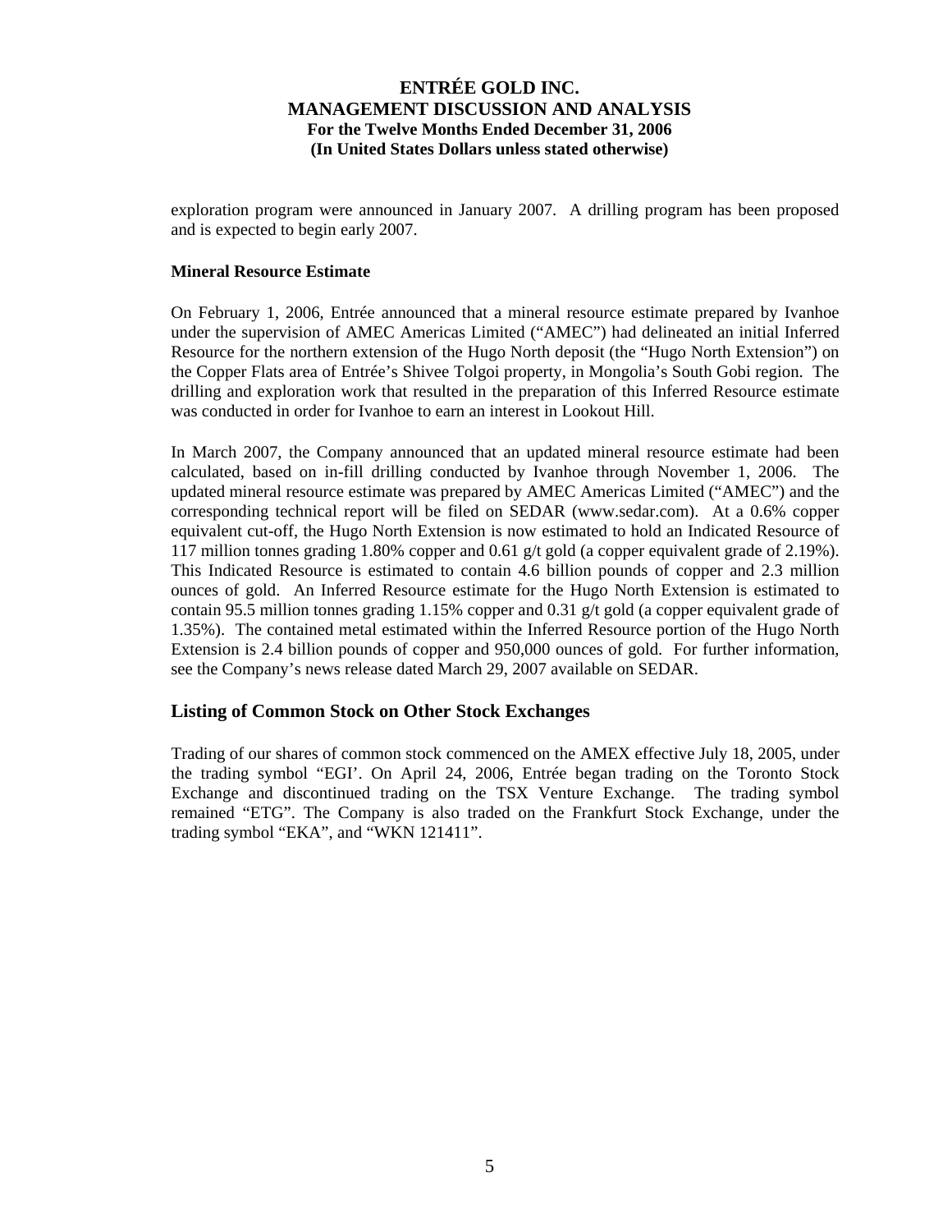exploration program were announced in January 2007. A drilling program has been proposed and is expected to begin early 2007.

**Mineral Resource Estimate**

On February 1, 2006, Entrée announced that a mineral resource estimate prepared by Ivanhoe under the supervision of AMEC Americas Limited ("AMEC") had delineated an initial Inferred Resource for the northern extension of the Hugo North deposit (the "Hugo North Extension") on the Copper Flats area of Entrée's Shivee Tolgoi property, in Mongolia's South Gobi region. The drilling and exploration work that resulted in the preparation of this Inferred Resource estimate was conducted in order for Ivanhoe to earn an interest in Lookout Hill.

In March 2007, the Company announced that an updated mineral resource estimate had been calculated, based on in-fill drilling conducted by Ivanhoe through November 1, 2006. The updated mineral resource estimate was prepared by AMEC Americas Limited ("AMEC") and the corresponding technical report will be filed on SEDAR (www.sedar.com). At a 0.6% copper equivalent cut-off, the Hugo North Extension is now estimated to hold an Indicated Resource of 117 million tonnes grading 1.80% copper and 0.61 g/t gold (a copper equivalent grade of 2.19%). This Indicated Resource is estimated to contain 4.6 billion pounds of copper and 2.3 million ounces of gold. An Inferred Resource estimate for the Hugo North Extension is estimated to contain 95.5 million tonnes grading 1.15% copper and 0.31 g/t gold (a copper equivalent grade of 1.35%). The contained metal estimated within the Inferred Resource portion of the Hugo North Extension is 2.4 billion pounds of copper and 950,000 ounces of gold. For further information, see the Company's news release dated March 29, 2007 available on SEDAR.

## Listing of Common Stock on Other Stock Exchanges

Trading of our shares of common stock commenced on the AMEX effective July 18, 2005, under the trading symbol "EGI'. On April 24, 2006, Entrée began trading on the Toronto Stock Exchange and discontinued trading on the TSX Venture Exchange. The trading symbol remained "ETG". The Company is also traded on the Frankfurt Stock Exchange, under the trading symbol "EKA", and "WKN 121411".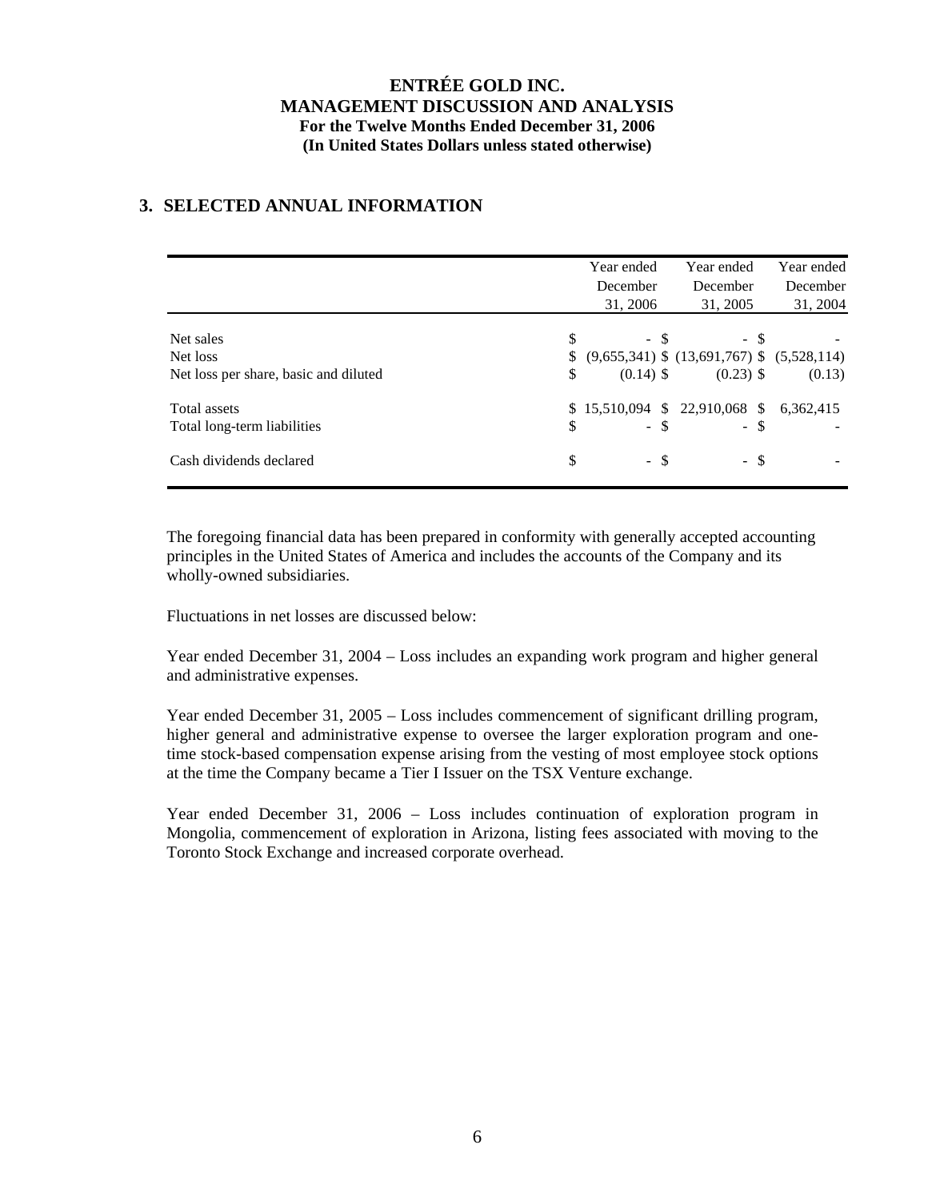## 3. SELECTED ANNUAL INFORMATION

| | Year ended December 31, 2006 | Year ended December 31, 2005 | Year ended December 31, 2004 |
|---|---|---|---|
| Net sales | $ - | $ - | $ - |
| Net loss | $ (9,655,341) | $ (13,691,767) | $ (5,528,114) |
| Net loss per share, basic and diluted | $ (0.14) | $ (0.23) | $ (0.13) |
| Total assets | $ 15,510,094 | $ 22,910,068 | $ 6,362,415 |
| Total long-term liabilities | $ - | $ - | $ - |
| Cash dividends declared | $ - | $ - | $ - |

The foregoing financial data has been prepared in conformity with generally accepted accounting principles in the United States of America and includes the accounts of the Company and its wholly-owned subsidiaries.

Fluctuations in net losses are discussed below:

Year ended December 31, 2004 – Loss includes an expanding work program and higher general and administrative expenses.

Year ended December 31, 2005 – Loss includes commencement of significant drilling program, higher general and administrative expense to oversee the larger exploration program and one-time stock-based compensation expense arising from the vesting of most employee stock options at the time the Company became a Tier I Issuer on the TSX Venture exchange.

Year ended December 31, 2006 – Loss includes continuation of exploration program in Mongolia, commencement of exploration in Arizona, listing fees associated with moving to the Toronto Stock Exchange and increased corporate overhead.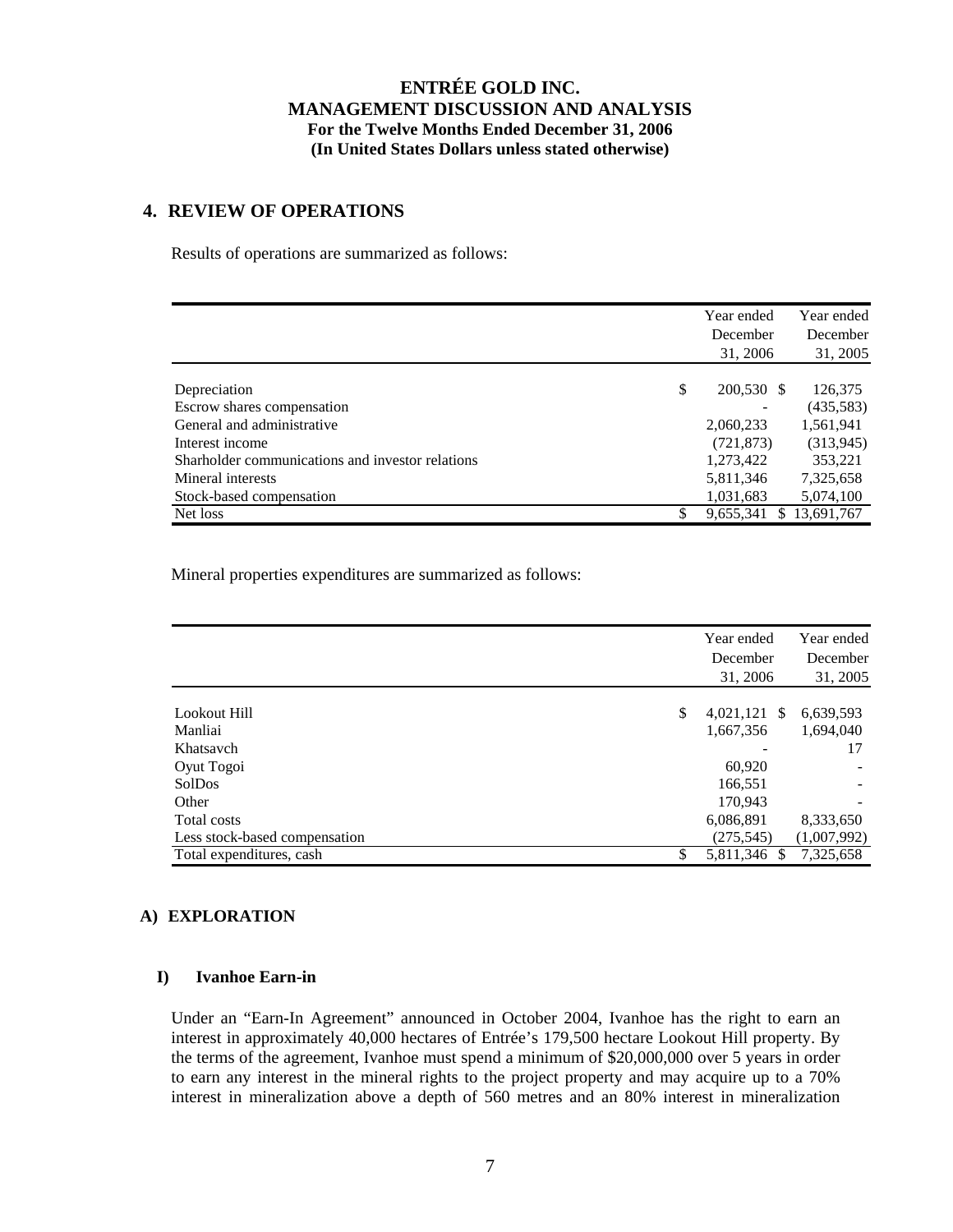# ENTRÉE GOLD INC.
## MANAGEMENT DISCUSSION AND ANALYSIS
### For the Twelve Months Ended December 31, 2006
### (In United States Dollars unless stated otherwise)

## 4. REVIEW OF OPERATIONS

Results of operations are summarized as follows:

| | Year ended December 31, 2006 | Year ended December 31, 2005 |
|---|---|---|
| Depreciation | $ 200,530 | $ 126,375 |
| Escrow shares compensation | - | (435,583) |
| General and administrative | 2,060,233 | 1,561,941 |
| Interest income | (721,873) | (313,945) |
| Sharholder communications and investor relations | 1,273,422 | 353,221 |
| Mineral interests | 5,811,346 | 7,325,658 |
| Stock-based compensation | 1,031,683 | 5,074,100 |
| Net loss | $ 9,655,341 | $ 13,691,767 |

Mineral properties expenditures are summarized as follows:

| | Year ended December 31, 2006 | Year ended December 31, 2005 |
|---|---|---|
| Lookout Hill | $ 4,021,121 | $ 6,639,593 |
| Manliai | 1,667,356 | 1,694,040 |
| Khatsavch | - | 17 |
| Oyut Togoi | 60,920 | - |
| SolDos | 166,551 | - |
| Other | 170,943 | - |
| Total costs | 6,086,891 | 8,333,650 |
| Less stock-based compensation | (275,545) | (1,007,992) |
| Total expenditures, cash | $ 5,811,346 | $ 7,325,658 |

### A) EXPLORATION

#### I) Ivanhoe Earn-in

Under an "Earn-In Agreement" announced in October 2004, Ivanhoe has the right to earn an interest in approximately 40,000 hectares of Entrée's 179,500 hectare Lookout Hill property. By the terms of the agreement, Ivanhoe must spend a minimum of $20,000,000 over 5 years in order to earn any interest in the mineral rights to the project property and may acquire up to a 70% interest in mineralization above a depth of 560 metres and an 80% interest in mineralization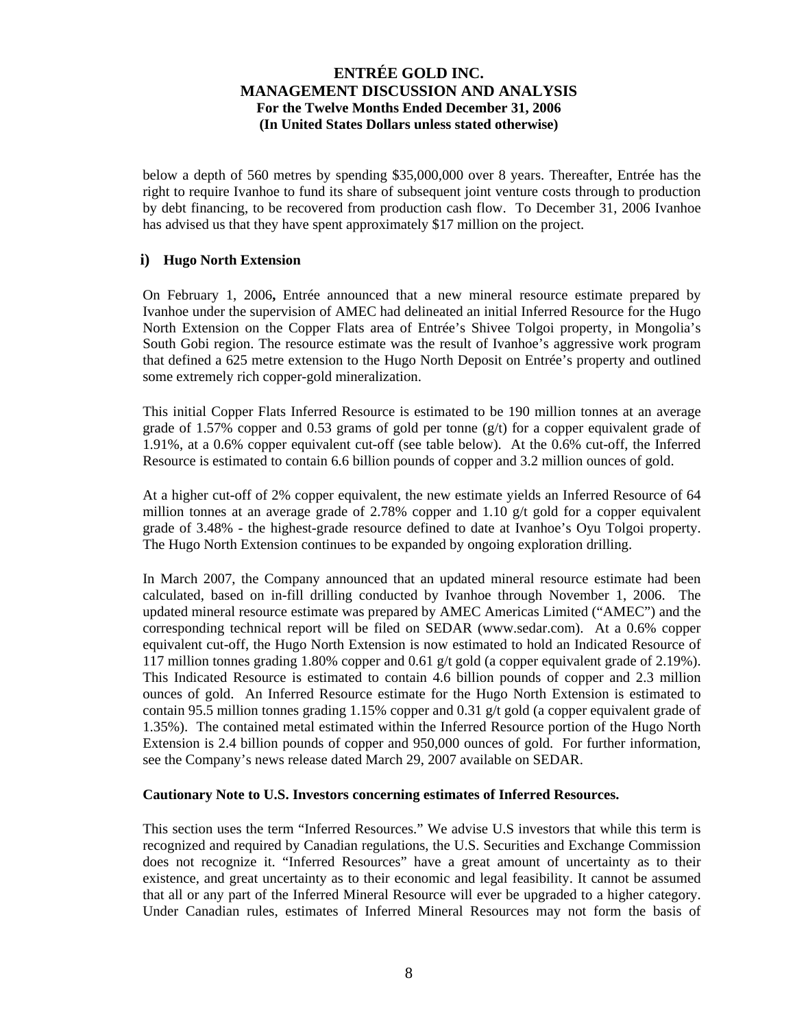below a depth of 560 metres by spending $35,000,000 over 8 years. Thereafter, Entrée has the right to require Ivanhoe to fund its share of subsequent joint venture costs through to production by debt financing, to be recovered from production cash flow. To December 31, 2006 Ivanhoe has advised us that they have spent approximately $17 million on the project.

### i) Hugo North Extension

On February 1, 2006**,** Entrée announced that a new mineral resource estimate prepared by Ivanhoe under the supervision of AMEC had delineated an initial Inferred Resource for the Hugo North Extension on the Copper Flats area of Entrée's Shivee Tolgoi property, in Mongolia's South Gobi region. The resource estimate was the result of Ivanhoe's aggressive work program that defined a 625 metre extension to the Hugo North Deposit on Entrée's property and outlined some extremely rich copper-gold mineralization.

This initial Copper Flats Inferred Resource is estimated to be 190 million tonnes at an average grade of 1.57% copper and 0.53 grams of gold per tonne (g/t) for a copper equivalent grade of 1.91%, at a 0.6% copper equivalent cut-off (see table below). At the 0.6% cut-off, the Inferred Resource is estimated to contain 6.6 billion pounds of copper and 3.2 million ounces of gold.

At a higher cut-off of 2% copper equivalent, the new estimate yields an Inferred Resource of 64 million tonnes at an average grade of 2.78% copper and 1.10 g/t gold for a copper equivalent grade of 3.48% - the highest-grade resource defined to date at Ivanhoe's Oyu Tolgoi property. The Hugo North Extension continues to be expanded by ongoing exploration drilling.

In March 2007, the Company announced that an updated mineral resource estimate had been calculated, based on in-fill drilling conducted by Ivanhoe through November 1, 2006. The updated mineral resource estimate was prepared by AMEC Americas Limited ("AMEC") and the corresponding technical report will be filed on SEDAR (www.sedar.com). At a 0.6% copper equivalent cut-off, the Hugo North Extension is now estimated to hold an Indicated Resource of 117 million tonnes grading 1.80% copper and 0.61 g/t gold (a copper equivalent grade of 2.19%). This Indicated Resource is estimated to contain 4.6 billion pounds of copper and 2.3 million ounces of gold. An Inferred Resource estimate for the Hugo North Extension is estimated to contain 95.5 million tonnes grading 1.15% copper and 0.31 g/t gold (a copper equivalent grade of 1.35%). The contained metal estimated within the Inferred Resource portion of the Hugo North Extension is 2.4 billion pounds of copper and 950,000 ounces of gold. For further information, see the Company's news release dated March 29, 2007 available on SEDAR.

**Cautionary Note to U.S. Investors concerning estimates of Inferred Resources.**

This section uses the term "Inferred Resources." We advise U.S investors that while this term is recognized and required by Canadian regulations, the U.S. Securities and Exchange Commission does not recognize it. "Inferred Resources" have a great amount of uncertainty as to their existence, and great uncertainty as to their economic and legal feasibility. It cannot be assumed that all or any part of the Inferred Mineral Resource will ever be upgraded to a higher category. Under Canadian rules, estimates of Inferred Mineral Resources may not form the basis of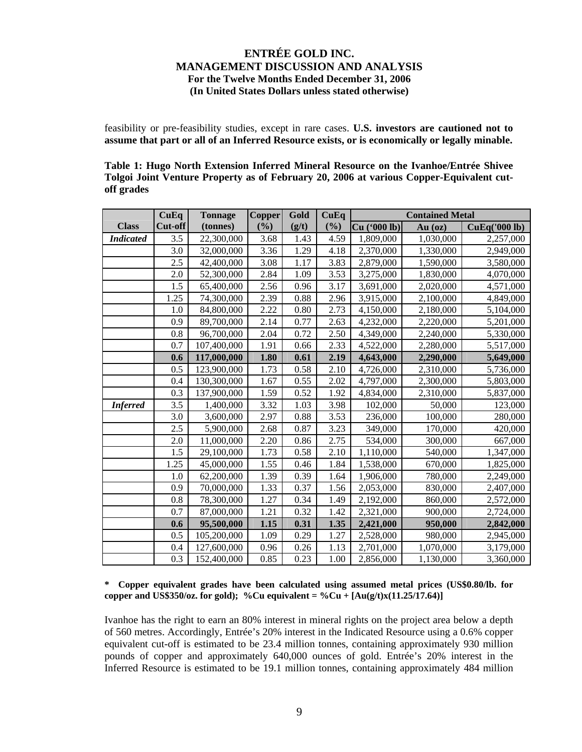feasibility or pre-feasibility studies, except in rare cases. **U.S. investors are cautioned not to assume that part or all of an Inferred Resource exists, or is economically or legally minable.**

**Table 1: Hugo North Extension Inferred Mineral Resource on the Ivanhoe/Entrée Shivee Tolgoi Joint Venture Property as of February 20, 2006 at various Copper-Equivalent cut-off grades**

| Class | CuEq Cut-off | Tonnage (tonnes) | Copper (%) | Gold (g/t) | CuEq (%) | Contained Metal | | |
|---|---|---|---|---|---|---|---|---|
| | | | | | | Cu ('000 lb) | Au (oz) | CuEq('000 lb) |
| ***Indicated*** | 3.5 | 22,300,000 | 3.68 | 1.43 | 4.59 | 1,809,000 | 1,030,000 | 2,257,000 |
| | 3.0 | 32,000,000 | 3.36 | 1.29 | 4.18 | 2,370,000 | 1,330,000 | 2,949,000 |
| | 2.5 | 42,400,000 | 3.08 | 1.17 | 3.83 | 2,879,000 | 1,590,000 | 3,580,000 |
| | 2.0 | 52,300,000 | 2.84 | 1.09 | 3.53 | 3,275,000 | 1,830,000 | 4,070,000 |
| | 1.5 | 65,400,000 | 2.56 | 0.96 | 3.17 | 3,691,000 | 2,020,000 | 4,571,000 |
| | 1.25 | 74,300,000 | 2.39 | 0.88 | 2.96 | 3,915,000 | 2,100,000 | 4,849,000 |
| | 1.0 | 84,800,000 | 2.22 | 0.80 | 2.73 | 4,150,000 | 2,180,000 | 5,104,000 |
| | 0.9 | 89,700,000 | 2.14 | 0.77 | 2.63 | 4,232,000 | 2,220,000 | 5,201,000 |
| | 0.8 | 96,700,000 | 2.04 | 0.72 | 2.50 | 4,349,000 | 2,240,000 | 5,330,000 |
| | 0.7 | 107,400,000 | 1.91 | 0.66 | 2.33 | 4,522,000 | 2,280,000 | 5,517,000 |
| | **0.6** | **117,000,000** | **1.80** | **0.61** | **2.19** | **4,643,000** | **2,290,000** | **5,649,000** |
| | 0.5 | 123,900,000 | 1.73 | 0.58 | 2.10 | 4,726,000 | 2,310,000 | 5,736,000 |
| | 0.4 | 130,300,000 | 1.67 | 0.55 | 2.02 | 4,797,000 | 2,300,000 | 5,803,000 |
| | 0.3 | 137,900,000 | 1.59 | 0.52 | 1.92 | 4,834,000 | 2,310,000 | 5,837,000 |
| ***Inferred*** | 3.5 | 1,400,000 | 3.32 | 1.03 | 3.98 | 102,000 | 50,000 | 123,000 |
| | 3.0 | 3,600,000 | 2.97 | 0.88 | 3.53 | 236,000 | 100,000 | 280,000 |
| | 2.5 | 5,900,000 | 2.68 | 0.87 | 3.23 | 349,000 | 170,000 | 420,000 |
| | 2.0 | 11,000,000 | 2.20 | 0.86 | 2.75 | 534,000 | 300,000 | 667,000 |
| | 1.5 | 29,100,000 | 1.73 | 0.58 | 2.10 | 1,110,000 | 540,000 | 1,347,000 |
| | 1.25 | 45,000,000 | 1.55 | 0.46 | 1.84 | 1,538,000 | 670,000 | 1,825,000 |
| | 1.0 | 62,200,000 | 1.39 | 0.39 | 1.64 | 1,906,000 | 780,000 | 2,249,000 |
| | 0.9 | 70,000,000 | 1.33 | 0.37 | 1.56 | 2,053,000 | 830,000 | 2,407,000 |
| | 0.8 | 78,300,000 | 1.27 | 0.34 | 1.49 | 2,192,000 | 860,000 | 2,572,000 |
| | 0.7 | 87,000,000 | 1.21 | 0.32 | 1.42 | 2,321,000 | 900,000 | 2,724,000 |
| | **0.6** | **95,500,000** | **1.15** | **0.31** | **1.35** | **2,421,000** | **950,000** | **2,842,000** |
| | 0.5 | 105,200,000 | 1.09 | 0.29 | 1.27 | 2,528,000 | 980,000 | 2,945,000 |
| | 0.4 | 127,600,000 | 0.96 | 0.26 | 1.13 | 2,701,000 | 1,070,000 | 3,179,000 |
| | 0.3 | 152,400,000 | 0.85 | 0.23 | 1.00 | 2,856,000 | 1,130,000 | 3,360,000 |

**\* Copper equivalent grades have been calculated using assumed metal prices (US$0.80/lb. for copper and US$350/oz. for gold); %Cu equivalent = %Cu + [Au(g/t)x(11.25/17.64)]**

Ivanhoe has the right to earn an 80% interest in mineral rights on the project area below a depth of 560 metres. Accordingly, Entrée's 20% interest in the Indicated Resource using a 0.6% copper equivalent cut-off is estimated to be 23.4 million tonnes, containing approximately 930 million pounds of copper and approximately 640,000 ounces of gold. Entrée's 20% interest in the Inferred Resource is estimated to be 19.1 million tonnes, containing approximately 484 million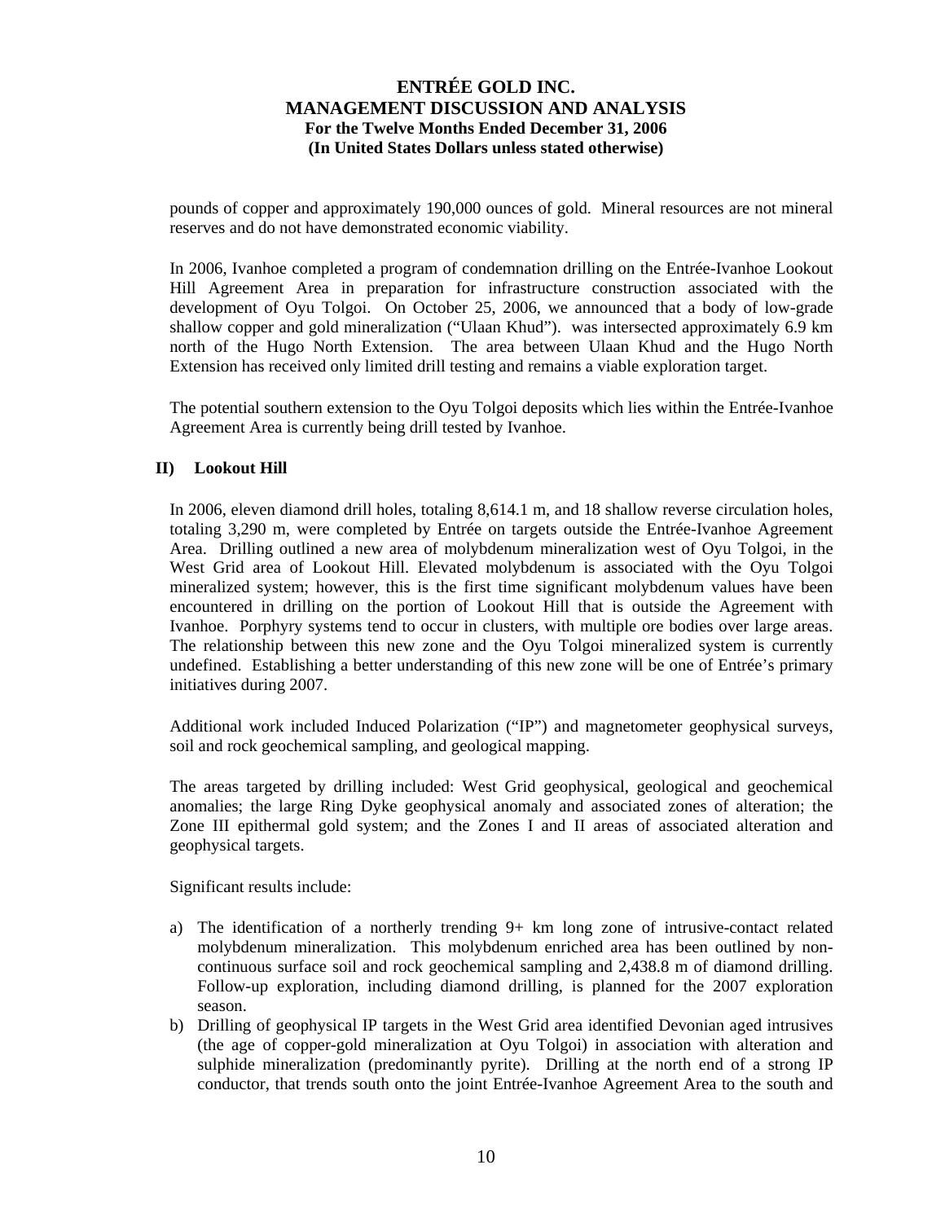pounds of copper and approximately 190,000 ounces of gold. Mineral resources are not mineral reserves and do not have demonstrated economic viability.

In 2006, Ivanhoe completed a program of condemnation drilling on the Entrée-Ivanhoe Lookout Hill Agreement Area in preparation for infrastructure construction associated with the development of Oyu Tolgoi. On October 25, 2006, we announced that a body of low-grade shallow copper and gold mineralization ("Ulaan Khud"). was intersected approximately 6.9 km north of the Hugo North Extension. The area between Ulaan Khud and the Hugo North Extension has received only limited drill testing and remains a viable exploration target.

The potential southern extension to the Oyu Tolgoi deposits which lies within the Entrée-Ivanhoe Agreement Area is currently being drill tested by Ivanhoe.

### II) Lookout Hill

In 2006, eleven diamond drill holes, totaling 8,614.1 m, and 18 shallow reverse circulation holes, totaling 3,290 m, were completed by Entrée on targets outside the Entrée-Ivanhoe Agreement Area. Drilling outlined a new area of molybdenum mineralization west of Oyu Tolgoi, in the West Grid area of Lookout Hill. Elevated molybdenum is associated with the Oyu Tolgoi mineralized system; however, this is the first time significant molybdenum values have been encountered in drilling on the portion of Lookout Hill that is outside the Agreement with Ivanhoe. Porphyry systems tend to occur in clusters, with multiple ore bodies over large areas. The relationship between this new zone and the Oyu Tolgoi mineralized system is currently undefined. Establishing a better understanding of this new zone will be one of Entrée's primary initiatives during 2007.

Additional work included Induced Polarization ("IP") and magnetometer geophysical surveys, soil and rock geochemical sampling, and geological mapping.

The areas targeted by drilling included: West Grid geophysical, geological and geochemical anomalies; the large Ring Dyke geophysical anomaly and associated zones of alteration; the Zone III epithermal gold system; and the Zones I and II areas of associated alteration and geophysical targets.

Significant results include:

a) The identification of a northerly trending 9+ km long zone of intrusive-contact related molybdenum mineralization. This molybdenum enriched area has been outlined by non-continuous surface soil and rock geochemical sampling and 2,438.8 m of diamond drilling. Follow-up exploration, including diamond drilling, is planned for the 2007 exploration season.
b) Drilling of geophysical IP targets in the West Grid area identified Devonian aged intrusives (the age of copper-gold mineralization at Oyu Tolgoi) in association with alteration and sulphide mineralization (predominantly pyrite). Drilling at the north end of a strong IP conductor, that trends south onto the joint Entrée-Ivanhoe Agreement Area to the south and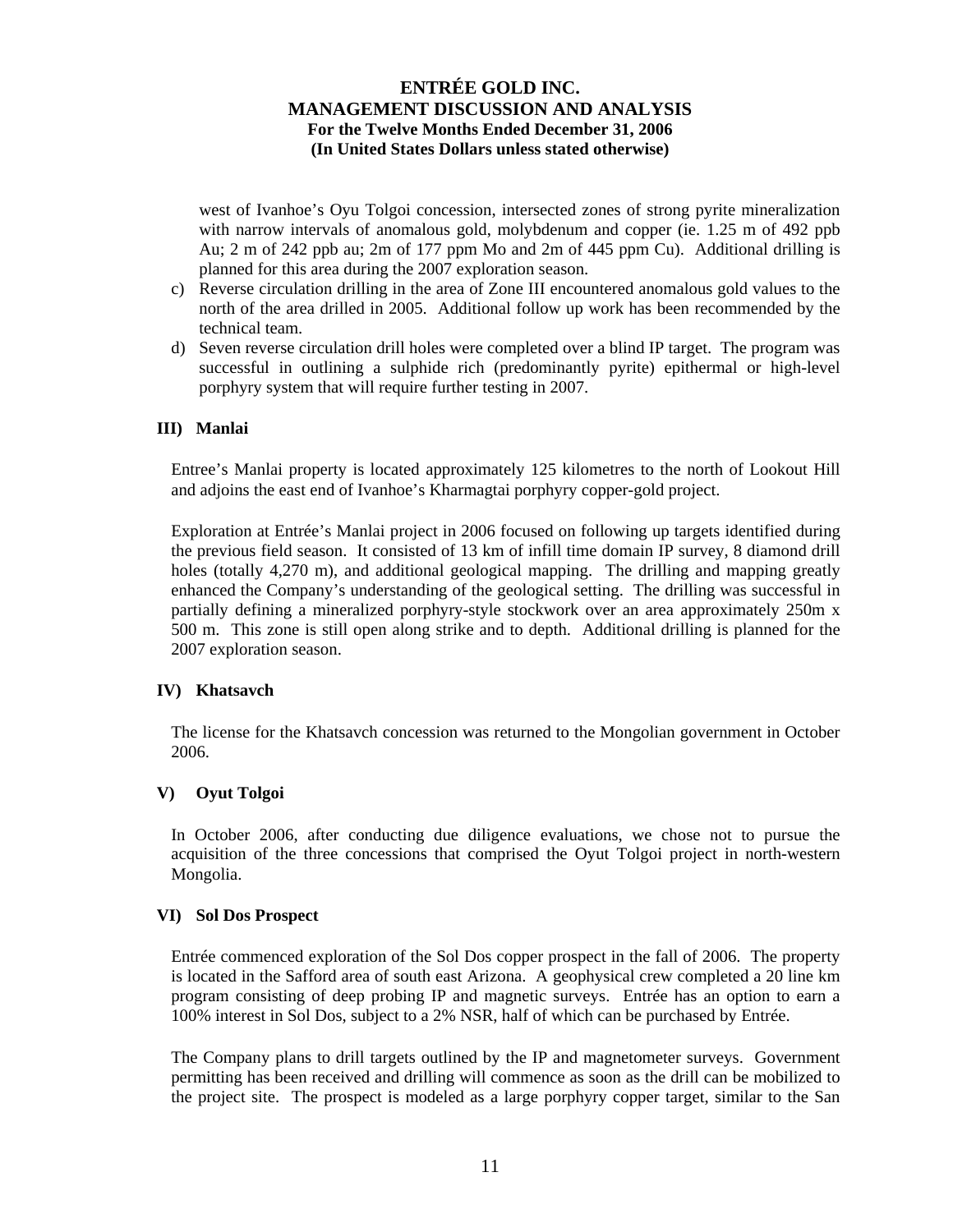west of Ivanhoe's Oyu Tolgoi concession, intersected zones of strong pyrite mineralization with narrow intervals of anomalous gold, molybdenum and copper (ie. 1.25 m of 492 ppb Au; 2 m of 242 ppb au; 2m of 177 ppm Mo and 2m of 445 ppm Cu). Additional drilling is planned for this area during the 2007 exploration season.

c) Reverse circulation drilling in the area of Zone III encountered anomalous gold values to the north of the area drilled in 2005. Additional follow up work has been recommended by the technical team.

d) Seven reverse circulation drill holes were completed over a blind IP target. The program was successful in outlining a sulphide rich (predominantly pyrite) epithermal or high-level porphyry system that will require further testing in 2007.

### III) Manlai

Entree's Manlai property is located approximately 125 kilometres to the north of Lookout Hill and adjoins the east end of Ivanhoe's Kharmagtai porphyry copper-gold project.

Exploration at Entrée's Manlai project in 2006 focused on following up targets identified during the previous field season. It consisted of 13 km of infill time domain IP survey, 8 diamond drill holes (totally 4,270 m), and additional geological mapping. The drilling and mapping greatly enhanced the Company's understanding of the geological setting. The drilling was successful in partially defining a mineralized porphyry-style stockwork over an area approximately 250m x 500 m. This zone is still open along strike and to depth. Additional drilling is planned for the 2007 exploration season.

### IV) Khatsavch

The license for the Khatsavch concession was returned to the Mongolian government in October 2006.

### V) Oyut Tolgoi

In October 2006, after conducting due diligence evaluations, we chose not to pursue the acquisition of the three concessions that comprised the Oyut Tolgoi project in north-western Mongolia.

### VI) Sol Dos Prospect

Entrée commenced exploration of the Sol Dos copper prospect in the fall of 2006. The property is located in the Safford area of south east Arizona. A geophysical crew completed a 20 line km program consisting of deep probing IP and magnetic surveys. Entrée has an option to earn a 100% interest in Sol Dos, subject to a 2% NSR, half of which can be purchased by Entrée.

The Company plans to drill targets outlined by the IP and magnetometer surveys. Government permitting has been received and drilling will commence as soon as the drill can be mobilized to the project site. The prospect is modeled as a large porphyry copper target, similar to the San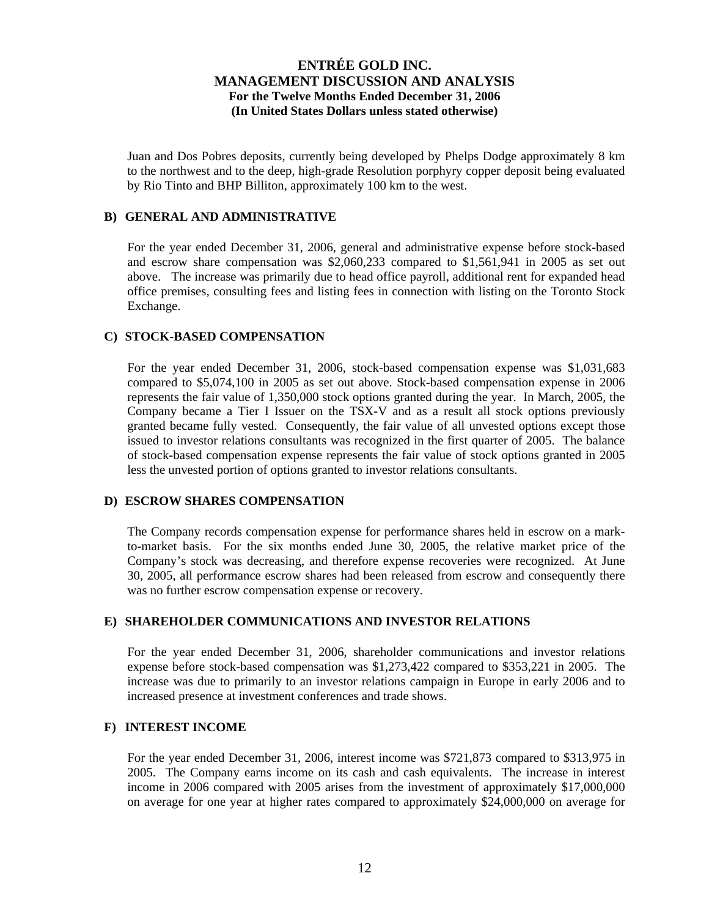Juan and Dos Pobres deposits, currently being developed by Phelps Dodge approximately 8 km to the northwest and to the deep, high-grade Resolution porphyry copper deposit being evaluated by Rio Tinto and BHP Billiton, approximately 100 km to the west.

### B) GENERAL AND ADMINISTRATIVE

For the year ended December 31, 2006, general and administrative expense before stock-based and escrow share compensation was $2,060,233 compared to $1,561,941 in 2005 as set out above. The increase was primarily due to head office payroll, additional rent for expanded head office premises, consulting fees and listing fees in connection with listing on the Toronto Stock Exchange.

### C) STOCK-BASED COMPENSATION

For the year ended December 31, 2006, stock-based compensation expense was $1,031,683 compared to $5,074,100 in 2005 as set out above. Stock-based compensation expense in 2006 represents the fair value of 1,350,000 stock options granted during the year. In March, 2005, the Company became a Tier I Issuer on the TSX-V and as a result all stock options previously granted became fully vested. Consequently, the fair value of all unvested options except those issued to investor relations consultants was recognized in the first quarter of 2005. The balance of stock-based compensation expense represents the fair value of stock options granted in 2005 less the unvested portion of options granted to investor relations consultants.

### D) ESCROW SHARES COMPENSATION

The Company records compensation expense for performance shares held in escrow on a mark-to-market basis. For the six months ended June 30, 2005, the relative market price of the Company's stock was decreasing, and therefore expense recoveries were recognized. At June 30, 2005, all performance escrow shares had been released from escrow and consequently there was no further escrow compensation expense or recovery.

### E) SHAREHOLDER COMMUNICATIONS AND INVESTOR RELATIONS

For the year ended December 31, 2006, shareholder communications and investor relations expense before stock-based compensation was $1,273,422 compared to $353,221 in 2005. The increase was due to primarily to an investor relations campaign in Europe in early 2006 and to increased presence at investment conferences and trade shows.

### F) INTEREST INCOME

For the year ended December 31, 2006, interest income was $721,873 compared to $313,975 in 2005. The Company earns income on its cash and cash equivalents. The increase in interest income in 2006 compared with 2005 arises from the investment of approximately $17,000,000 on average for one year at higher rates compared to approximately $24,000,000 on average for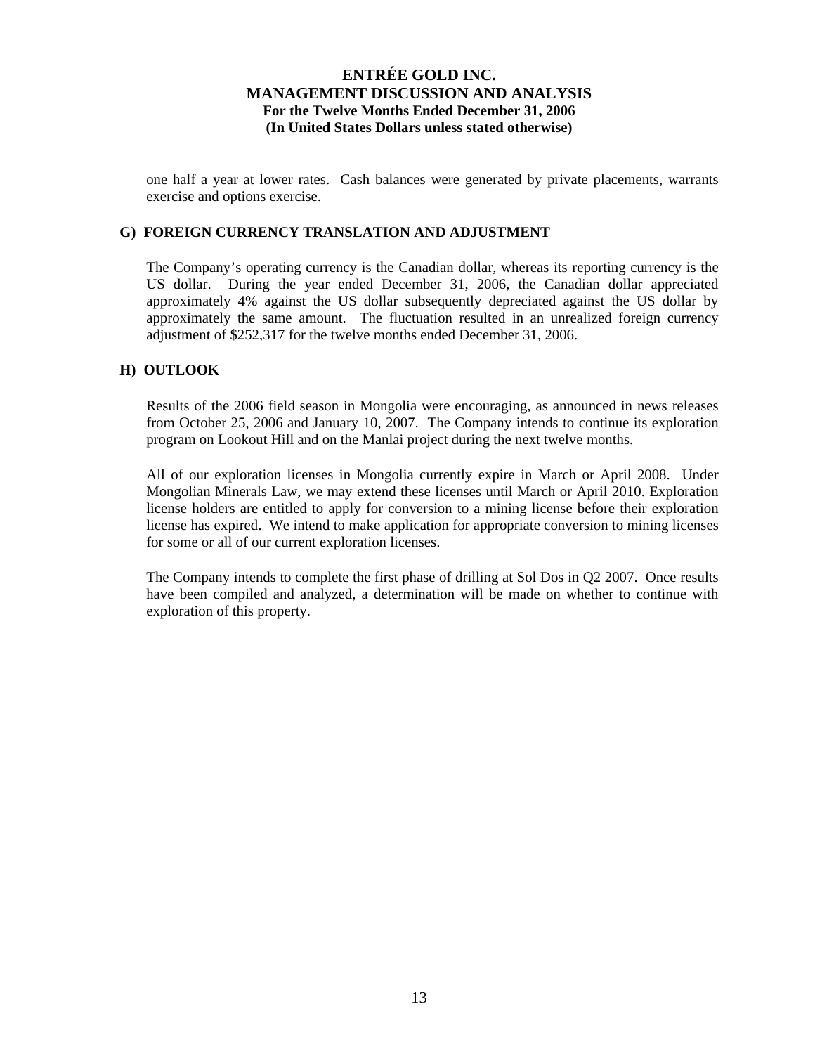one half a year at lower rates. Cash balances were generated by private placements, warrants exercise and options exercise.

## G) FOREIGN CURRENCY TRANSLATION AND ADJUSTMENT

The Company's operating currency is the Canadian dollar, whereas its reporting currency is the US dollar. During the year ended December 31, 2006, the Canadian dollar appreciated approximately 4% against the US dollar subsequently depreciated against the US dollar by approximately the same amount. The fluctuation resulted in an unrealized foreign currency adjustment of $252,317 for the twelve months ended December 31, 2006.

## H) OUTLOOK

Results of the 2006 field season in Mongolia were encouraging, as announced in news releases from October 25, 2006 and January 10, 2007. The Company intends to continue its exploration program on Lookout Hill and on the Manlai project during the next twelve months.

All of our exploration licenses in Mongolia currently expire in March or April 2008. Under Mongolian Minerals Law, we may extend these licenses until March or April 2010. Exploration license holders are entitled to apply for conversion to a mining license before their exploration license has expired. We intend to make application for appropriate conversion to mining licenses for some or all of our current exploration licenses.

The Company intends to complete the first phase of drilling at Sol Dos in Q2 2007. Once results have been compiled and analyzed, a determination will be made on whether to continue with exploration of this property.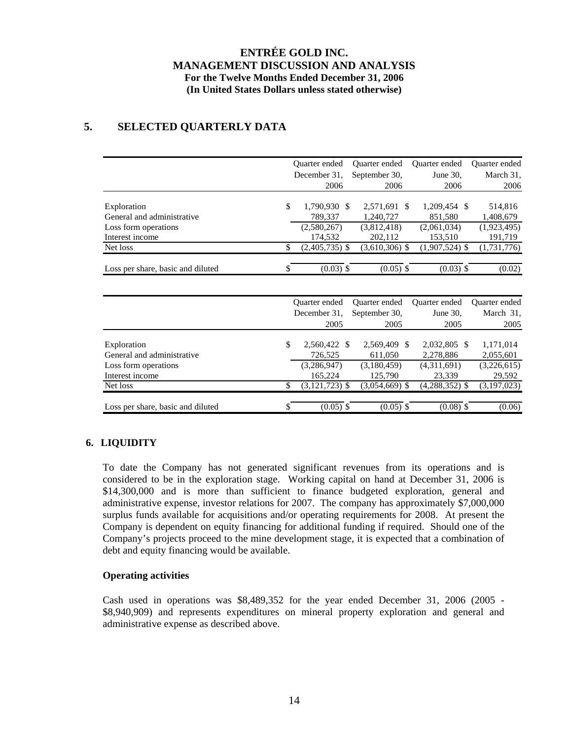## 5. SELECTED QUARTERLY DATA

| | Quarter ended December 31, 2006 | Quarter ended September 30, 2006 | Quarter ended June 30, 2006 | Quarter ended March 31, 2006 |
|---|---|---|---|---|
| Exploration | $ 1,790,930 | $ 2,571,691 | $ 1,209,454 | $ 514,816 |
| General and administrative | 789,337 | 1,240,727 | 851,580 | 1,408,679 |
| Loss form operations | (2,580,267) | (3,812,418) | (2,061,034) | (1,923,495) |
| Interest income | 174,532 | 202,112 | 153,510 | 191,719 |
| Net loss | $ (2,405,735) | $ (3,610,306) | $ (1,907,524) | $ (1,731,776) |
| Loss per share, basic and diluted | $ (0.03) | $ (0.05) | $ (0.03) | $ (0.02) |

| | Quarter ended December 31, 2005 | Quarter ended September 30, 2005 | Quarter ended June 30, 2005 | Quarter ended March 31, 2005 |
|---|---|---|---|---|
| Exploration | $ 2,560,422 | $ 2,569,409 | $ 2,032,805 | $ 1,171,014 |
| General and administrative | 726,525 | 611,050 | 2,278,886 | 2,055,601 |
| Loss form operations | (3,286,947) | (3,180,459) | (4,311,691) | (3,226,615) |
| Interest income | 165,224 | 125,790 | 23,339 | 29,592 |
| Net loss | $ (3,121,723) | $ (3,054,669) | $ (4,288,352) | $ (3,197,023) |
| Loss per share, basic and diluted | $ (0.05) | $ (0.05) | $ (0.08) | $ (0.06) |

## 6. LIQUIDITY

To date the Company has not generated significant revenues from its operations and is considered to be in the exploration stage. Working capital on hand at December 31, 2006 is $14,300,000 and is more than sufficient to finance budgeted exploration, general and administrative expense, investor relations for 2007. The company has approximately $7,000,000 surplus funds available for acquisitions and/or operating requirements for 2008. At present the Company is dependent on equity financing for additional funding if required. Should one of the Company's projects proceed to the mine development stage, it is expected that a combination of debt and equity financing would be available.

**Operating activities**

Cash used in operations was $8,489,352 for the year ended December 31, 2006 (2005 - $8,940,909) and represents expenditures on mineral property exploration and general and administrative expense as described above.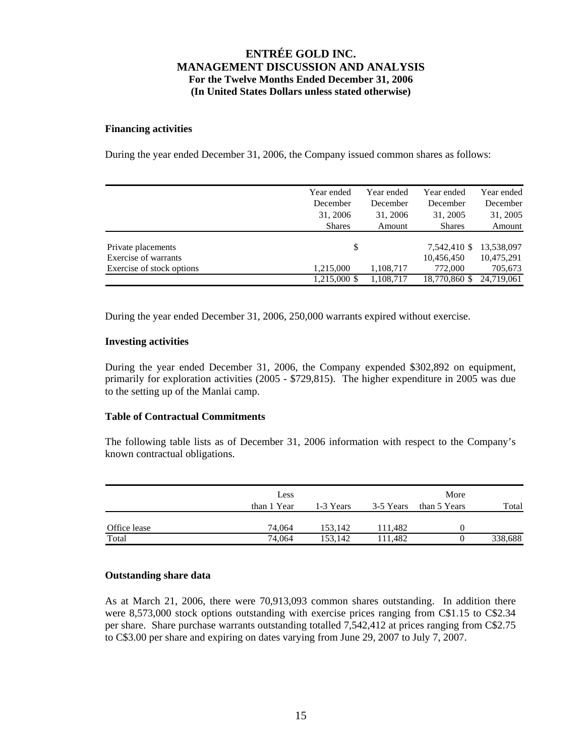#### Financing activities

During the year ended December 31, 2006, the Company issued common shares as follows:

| | Year ended December 31, 2006 Shares | Year ended December 31, 2006 Amount | Year ended December 31, 2005 Shares | Year ended December 31, 2005 Amount |
|---|---|---|---|---|
| Private placements | | $ | 7,542,410 $ | 13,538,097 |
| Exercise of warrants | | | 10,456,450 | 10,475,291 |
| Exercise of stock options | 1,215,000 | 1,108,717 | 772,000 | 705,673 |
| | 1,215,000 $ | 1,108,717 | 18,770,860 $ | 24,719,061 |

During the year ended December 31, 2006, 250,000 warrants expired without exercise.

#### Investing activities

During the year ended December 31, 2006, the Company expended $302,892 on equipment, primarily for exploration activities (2005 - $729,815). The higher expenditure in 2005 was due to the setting up of the Manlai camp.

#### Table of Contractual Commitments

The following table lists as of December 31, 2006 information with respect to the Company's known contractual obligations.

| | Less than 1 Year | 1-3 Years | 3-5 Years | More than 5 Years | Total |
|---|---|---|---|---|---|
| Office lease | 74,064 | 153,142 | 111,482 | 0 | |
| Total | 74,064 | 153,142 | 111,482 | 0 | 338,688 |

#### Outstanding share data

As at March 21, 2006, there were 70,913,093 common shares outstanding. In addition there were 8,573,000 stock options outstanding with exercise prices ranging from C$1.15 to C$2.34 per share. Share purchase warrants outstanding totalled 7,542,412 at prices ranging from C$2.75 to C$3.00 per share and expiring on dates varying from June 29, 2007 to July 7, 2007.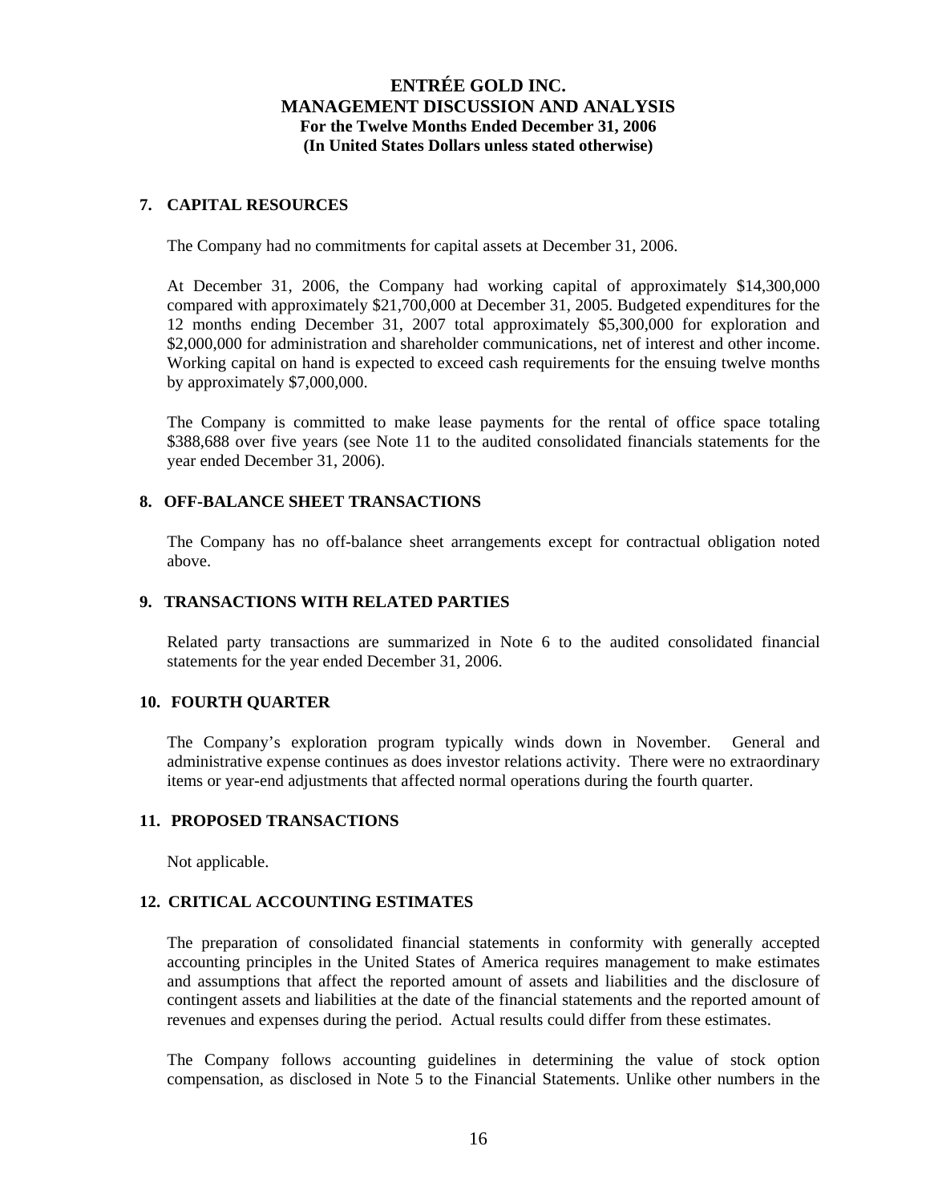## 7. CAPITAL RESOURCES

The Company had no commitments for capital assets at December 31, 2006.

At December 31, 2006, the Company had working capital of approximately $14,300,000 compared with approximately $21,700,000 at December 31, 2005. Budgeted expenditures for the 12 months ending December 31, 2007 total approximately $5,300,000 for exploration and $2,000,000 for administration and shareholder communications, net of interest and other income. Working capital on hand is expected to exceed cash requirements for the ensuing twelve months by approximately $7,000,000.

The Company is committed to make lease payments for the rental of office space totaling $388,688 over five years (see Note 11 to the audited consolidated financials statements for the year ended December 31, 2006).

## 8. OFF-BALANCE SHEET TRANSACTIONS

The Company has no off-balance sheet arrangements except for contractual obligation noted above.

## 9. TRANSACTIONS WITH RELATED PARTIES

Related party transactions are summarized in Note 6 to the audited consolidated financial statements for the year ended December 31, 2006.

## 10. FOURTH QUARTER

The Company's exploration program typically winds down in November. General and administrative expense continues as does investor relations activity. There were no extraordinary items or year-end adjustments that affected normal operations during the fourth quarter.

## 11. PROPOSED TRANSACTIONS

Not applicable.

## 12. CRITICAL ACCOUNTING ESTIMATES

The preparation of consolidated financial statements in conformity with generally accepted accounting principles in the United States of America requires management to make estimates and assumptions that affect the reported amount of assets and liabilities and the disclosure of contingent assets and liabilities at the date of the financial statements and the reported amount of revenues and expenses during the period. Actual results could differ from these estimates.

The Company follows accounting guidelines in determining the value of stock option compensation, as disclosed in Note 5 to the Financial Statements. Unlike other numbers in the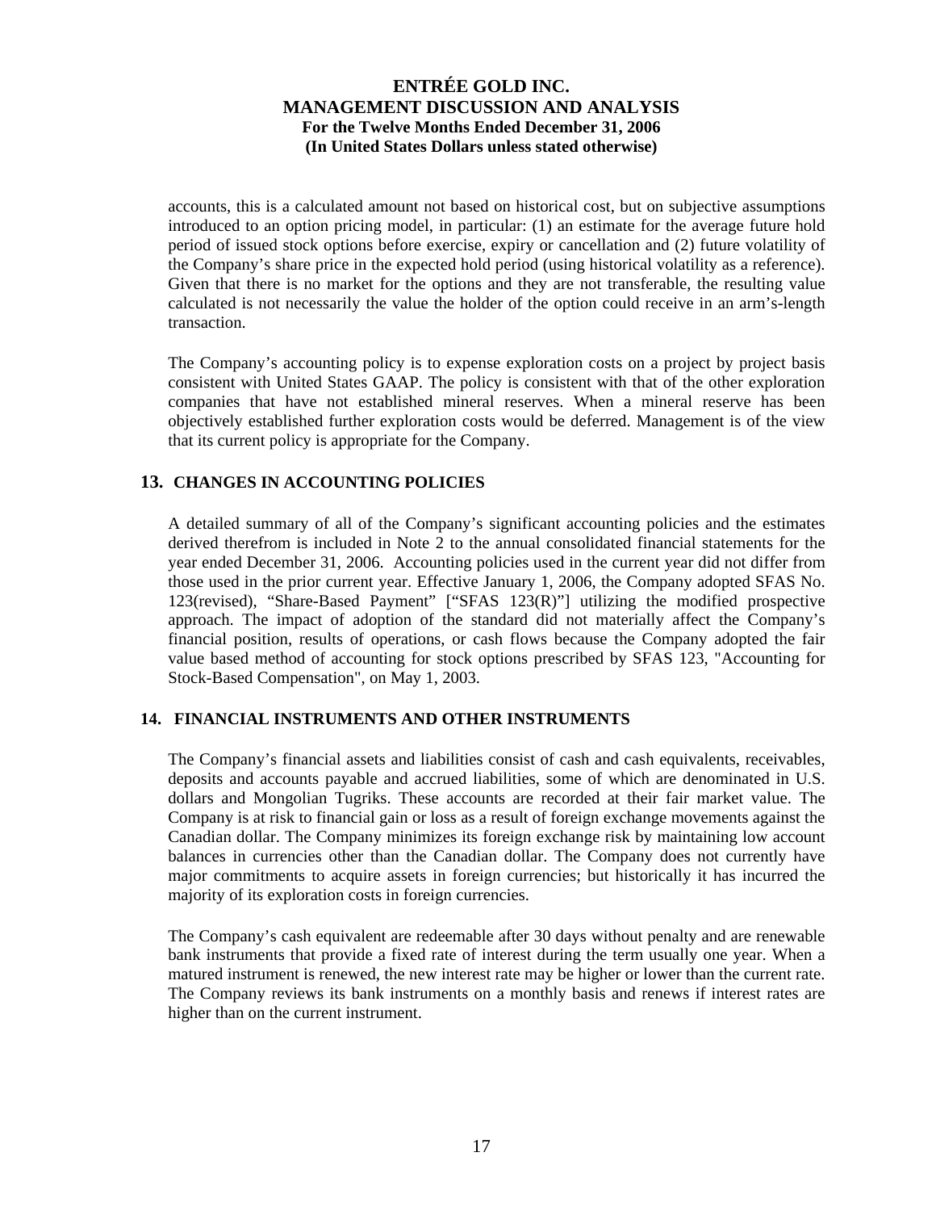accounts, this is a calculated amount not based on historical cost, but on subjective assumptions introduced to an option pricing model, in particular: (1) an estimate for the average future hold period of issued stock options before exercise, expiry or cancellation and (2) future volatility of the Company's share price in the expected hold period (using historical volatility as a reference). Given that there is no market for the options and they are not transferable, the resulting value calculated is not necessarily the value the holder of the option could receive in an arm's-length transaction.

The Company's accounting policy is to expense exploration costs on a project by project basis consistent with United States GAAP. The policy is consistent with that of the other exploration companies that have not established mineral reserves. When a mineral reserve has been objectively established further exploration costs would be deferred. Management is of the view that its current policy is appropriate for the Company.

## 13. CHANGES IN ACCOUNTING POLICIES

A detailed summary of all of the Company's significant accounting policies and the estimates derived therefrom is included in Note 2 to the annual consolidated financial statements for the year ended December 31, 2006. Accounting policies used in the current year did not differ from those used in the prior current year. Effective January 1, 2006, the Company adopted SFAS No. 123(revised), "Share-Based Payment" ["SFAS 123(R)"] utilizing the modified prospective approach. The impact of adoption of the standard did not materially affect the Company's financial position, results of operations, or cash flows because the Company adopted the fair value based method of accounting for stock options prescribed by SFAS 123, "Accounting for Stock-Based Compensation", on May 1, 2003.

## 14. FINANCIAL INSTRUMENTS AND OTHER INSTRUMENTS

The Company's financial assets and liabilities consist of cash and cash equivalents, receivables, deposits and accounts payable and accrued liabilities, some of which are denominated in U.S. dollars and Mongolian Tugriks. These accounts are recorded at their fair market value. The Company is at risk to financial gain or loss as a result of foreign exchange movements against the Canadian dollar. The Company minimizes its foreign exchange risk by maintaining low account balances in currencies other than the Canadian dollar. The Company does not currently have major commitments to acquire assets in foreign currencies; but historically it has incurred the majority of its exploration costs in foreign currencies.

The Company's cash equivalent are redeemable after 30 days without penalty and are renewable bank instruments that provide a fixed rate of interest during the term usually one year. When a matured instrument is renewed, the new interest rate may be higher or lower than the current rate. The Company reviews its bank instruments on a monthly basis and renews if interest rates are higher than on the current instrument.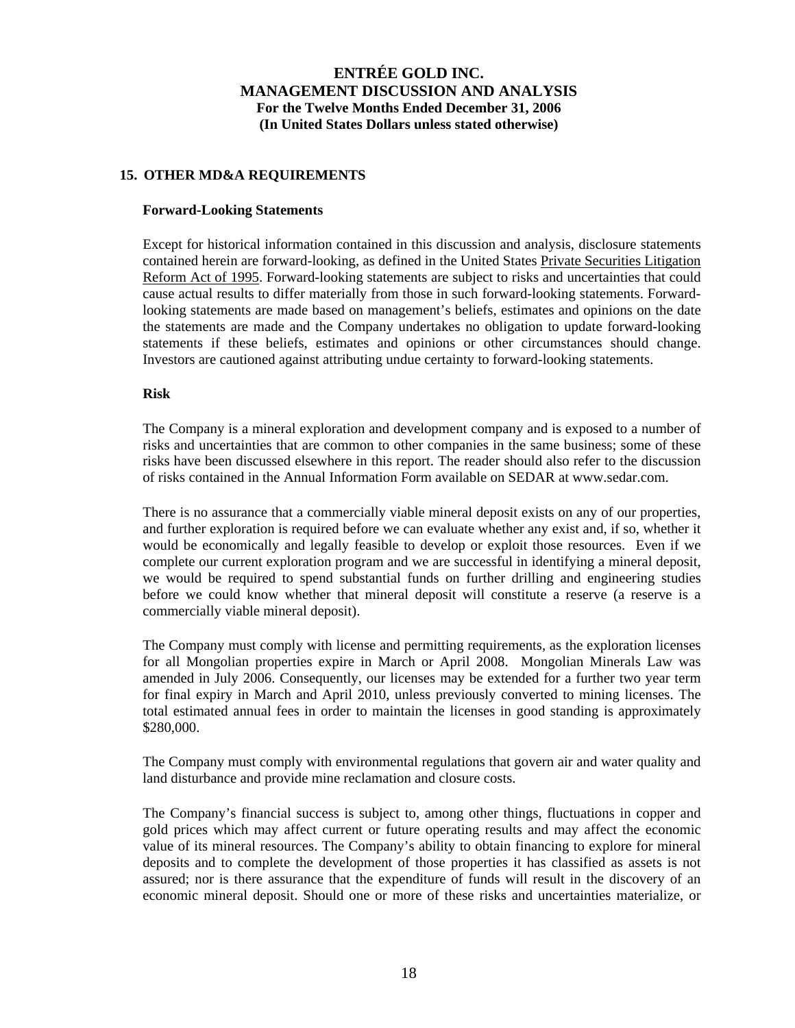## 15. OTHER MD&A REQUIREMENTS

### Forward-Looking Statements

Except for historical information contained in this discussion and analysis, disclosure statements contained herein are forward-looking, as defined in the United States Private Securities Litigation Reform Act of 1995. Forward-looking statements are subject to risks and uncertainties that could cause actual results to differ materially from those in such forward-looking statements. Forward-looking statements are made based on management's beliefs, estimates and opinions on the date the statements are made and the Company undertakes no obligation to update forward-looking statements if these beliefs, estimates and opinions or other circumstances should change. Investors are cautioned against attributing undue certainty to forward-looking statements.

### Risk

The Company is a mineral exploration and development company and is exposed to a number of risks and uncertainties that are common to other companies in the same business; some of these risks have been discussed elsewhere in this report. The reader should also refer to the discussion of risks contained in the Annual Information Form available on SEDAR at www.sedar.com.

There is no assurance that a commercially viable mineral deposit exists on any of our properties, and further exploration is required before we can evaluate whether any exist and, if so, whether it would be economically and legally feasible to develop or exploit those resources. Even if we complete our current exploration program and we are successful in identifying a mineral deposit, we would be required to spend substantial funds on further drilling and engineering studies before we could know whether that mineral deposit will constitute a reserve (a reserve is a commercially viable mineral deposit).

The Company must comply with license and permitting requirements, as the exploration licenses for all Mongolian properties expire in March or April 2008. Mongolian Minerals Law was amended in July 2006. Consequently, our licenses may be extended for a further two year term for final expiry in March and April 2010, unless previously converted to mining licenses. The total estimated annual fees in order to maintain the licenses in good standing is approximately $280,000.

The Company must comply with environmental regulations that govern air and water quality and land disturbance and provide mine reclamation and closure costs.

The Company's financial success is subject to, among other things, fluctuations in copper and gold prices which may affect current or future operating results and may affect the economic value of its mineral resources. The Company's ability to obtain financing to explore for mineral deposits and to complete the development of those properties it has classified as assets is not assured; nor is there assurance that the expenditure of funds will result in the discovery of an economic mineral deposit. Should one or more of these risks and uncertainties materialize, or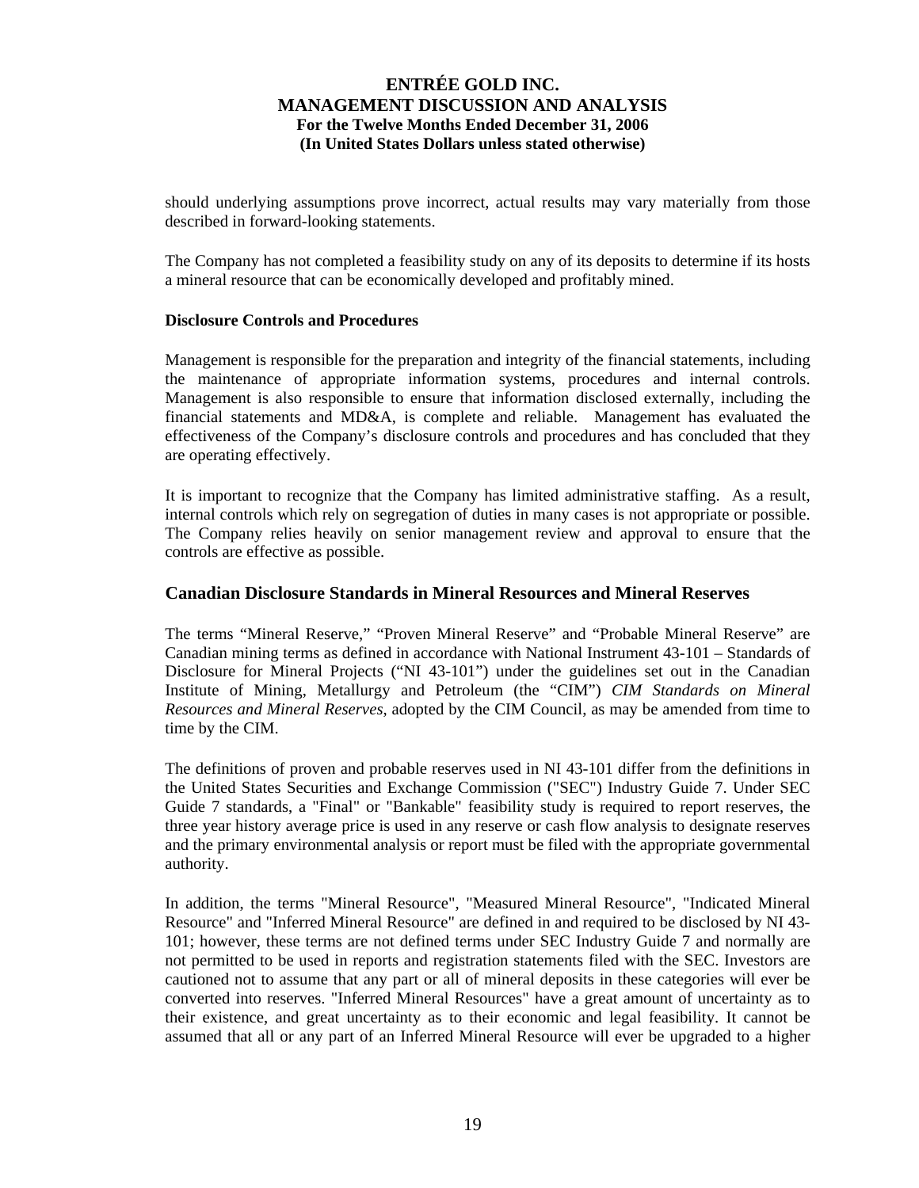should underlying assumptions prove incorrect, actual results may vary materially from those described in forward-looking statements.

The Company has not completed a feasibility study on any of its deposits to determine if its hosts a mineral resource that can be economically developed and profitably mined.

**Disclosure Controls and Procedures**

Management is responsible for the preparation and integrity of the financial statements, including the maintenance of appropriate information systems, procedures and internal controls. Management is also responsible to ensure that information disclosed externally, including the financial statements and MD&A, is complete and reliable. Management has evaluated the effectiveness of the Company's disclosure controls and procedures and has concluded that they are operating effectively.

It is important to recognize that the Company has limited administrative staffing. As a result, internal controls which rely on segregation of duties in many cases is not appropriate or possible. The Company relies heavily on senior management review and approval to ensure that the controls are effective as possible.

## Canadian Disclosure Standards in Mineral Resources and Mineral Reserves

The terms "Mineral Reserve," "Proven Mineral Reserve" and "Probable Mineral Reserve" are Canadian mining terms as defined in accordance with National Instrument 43-101 – Standards of Disclosure for Mineral Projects ("NI 43-101") under the guidelines set out in the Canadian Institute of Mining, Metallurgy and Petroleum (the "CIM") *CIM Standards on Mineral Resources and Mineral Reserves*, adopted by the CIM Council, as may be amended from time to time by the CIM.

The definitions of proven and probable reserves used in NI 43-101 differ from the definitions in the United States Securities and Exchange Commission ("SEC") Industry Guide 7. Under SEC Guide 7 standards, a "Final" or "Bankable" feasibility study is required to report reserves, the three year history average price is used in any reserve or cash flow analysis to designate reserves and the primary environmental analysis or report must be filed with the appropriate governmental authority.

In addition, the terms "Mineral Resource", "Measured Mineral Resource", "Indicated Mineral Resource" and "Inferred Mineral Resource" are defined in and required to be disclosed by NI 43-101; however, these terms are not defined terms under SEC Industry Guide 7 and normally are not permitted to be used in reports and registration statements filed with the SEC. Investors are cautioned not to assume that any part or all of mineral deposits in these categories will ever be converted into reserves. "Inferred Mineral Resources" have a great amount of uncertainty as to their existence, and great uncertainty as to their economic and legal feasibility. It cannot be assumed that all or any part of an Inferred Mineral Resource will ever be upgraded to a higher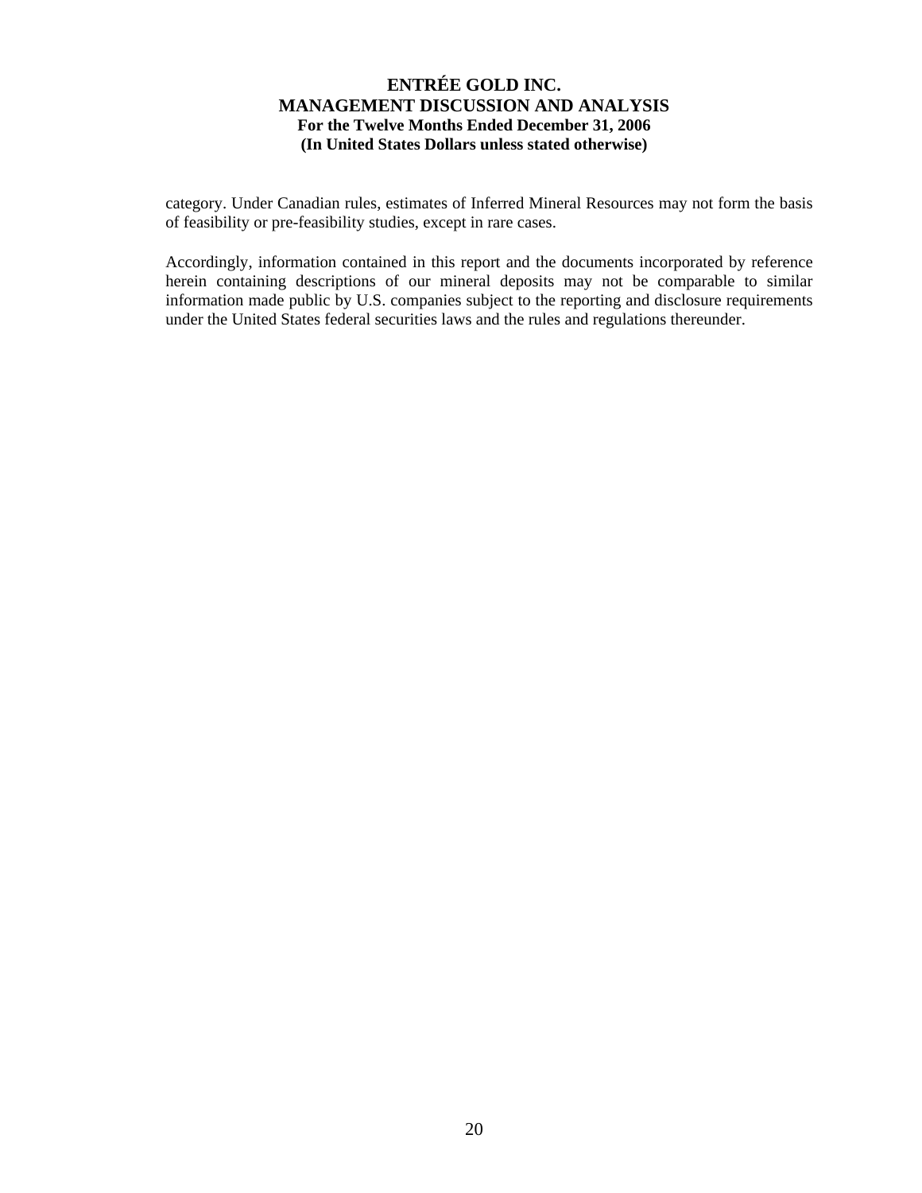category. Under Canadian rules, estimates of Inferred Mineral Resources may not form the basis of feasibility or pre-feasibility studies, except in rare cases.

Accordingly, information contained in this report and the documents incorporated by reference herein containing descriptions of our mineral deposits may not be comparable to similar information made public by U.S. companies subject to the reporting and disclosure requirements under the United States federal securities laws and the rules and regulations thereunder.